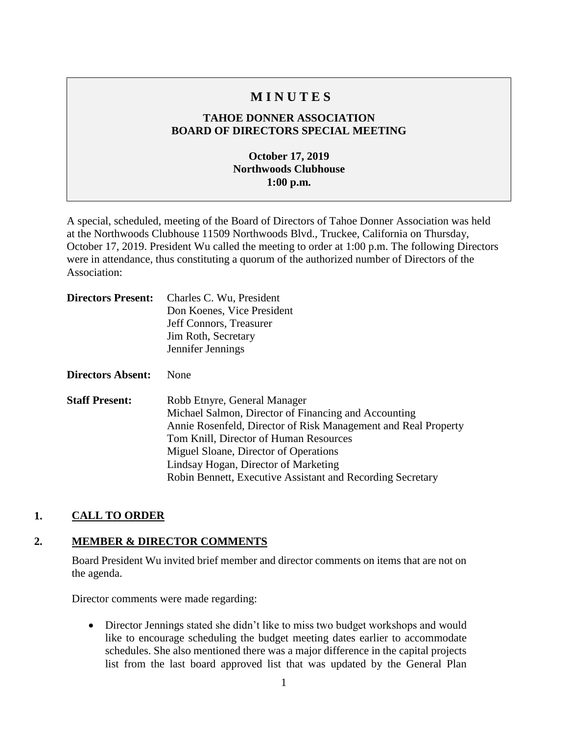# MINUTES

## TAHOE DONNER ASSOCIATION BOARD OF DIRECTORS SPECIAL MEETING

**October 17, 2019**
**Northwoods Clubhouse**
**1:00 p.m.**

A special, scheduled, meeting of the Board of Directors of Tahoe Donner Association was held at the Northwoods Clubhouse 11509 Northwoods Blvd., Truckee, California on Thursday, October 17, 2019. President Wu called the meeting to order at 1:00 p.m. The following Directors were in attendance, thus constituting a quorum of the authorized number of Directors of the Association:

**Directors Present:** Charles C. Wu, President
Don Koenes, Vice President
Jeff Connors, Treasurer
Jim Roth, Secretary
Jennifer Jennings

**Directors Absent:** None

**Staff Present:** Robb Etnyre, General Manager
Michael Salmon, Director of Financing and Accounting
Annie Rosenfeld, Director of Risk Management and Real Property
Tom Knill, Director of Human Resources
Miguel Sloane, Director of Operations
Lindsay Hogan, Director of Marketing
Robin Bennett, Executive Assistant and Recording Secretary

## 1. CALL TO ORDER

## 2. MEMBER & DIRECTOR COMMENTS

Board President Wu invited brief member and director comments on items that are not on the agenda.

Director comments were made regarding:

- Director Jennings stated she didn't like to miss two budget workshops and would like to encourage scheduling the budget meeting dates earlier to accommodate schedules. She also mentioned there was a major difference in the capital projects list from the last board approved list that was updated by the General Plan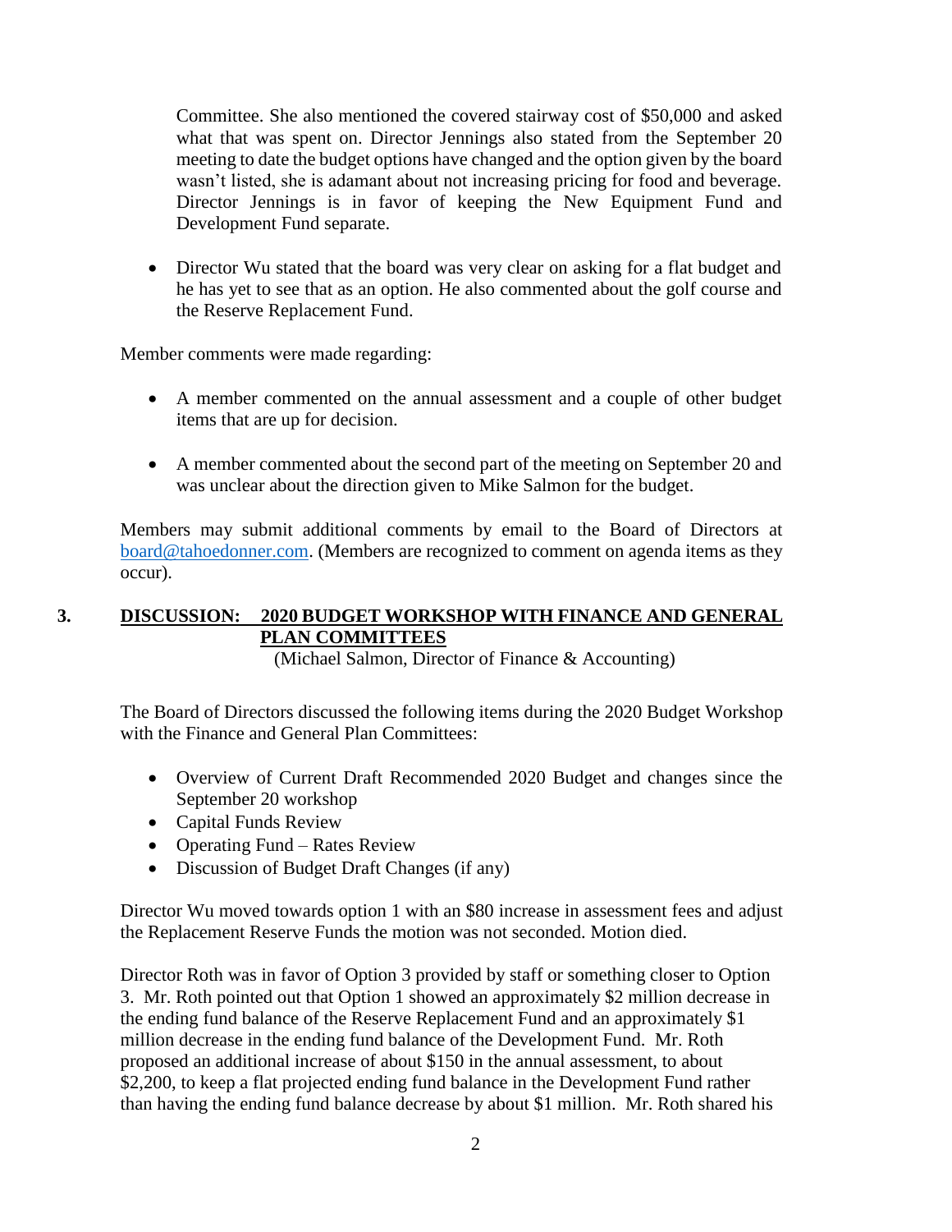Committee. She also mentioned the covered stairway cost of $50,000 and asked what that was spent on. Director Jennings also stated from the September 20 meeting to date the budget options have changed and the option given by the board wasn't listed, she is adamant about not increasing pricing for food and beverage. Director Jennings is in favor of keeping the New Equipment Fund and Development Fund separate.

- Director Wu stated that the board was very clear on asking for a flat budget and he has yet to see that as an option. He also commented about the golf course and the Reserve Replacement Fund.

Member comments were made regarding:

- A member commented on the annual assessment and a couple of other budget items that are up for decision.
- A member commented about the second part of the meeting on September 20 and was unclear about the direction given to Mike Salmon for the budget.

Members may submit additional comments by email to the Board of Directors at board@tahoedonner.com. (Members are recognized to comment on agenda items as they occur).

## 3. DISCUSSION: 2020 BUDGET WORKSHOP WITH FINANCE AND GENERAL PLAN COMMITTEES

(Michael Salmon, Director of Finance & Accounting)

The Board of Directors discussed the following items during the 2020 Budget Workshop with the Finance and General Plan Committees:

- Overview of Current Draft Recommended 2020 Budget and changes since the September 20 workshop
- Capital Funds Review
- Operating Fund – Rates Review
- Discussion of Budget Draft Changes (if any)

Director Wu moved towards option 1 with an $80 increase in assessment fees and adjust the Replacement Reserve Funds the motion was not seconded. Motion died.

Director Roth was in favor of Option 3 provided by staff or something closer to Option 3. Mr. Roth pointed out that Option 1 showed an approximately $2 million decrease in the ending fund balance of the Reserve Replacement Fund and an approximately $1 million decrease in the ending fund balance of the Development Fund. Mr. Roth proposed an additional increase of about $150 in the annual assessment, to about $2,200, to keep a flat projected ending fund balance in the Development Fund rather than having the ending fund balance decrease by about $1 million. Mr. Roth shared his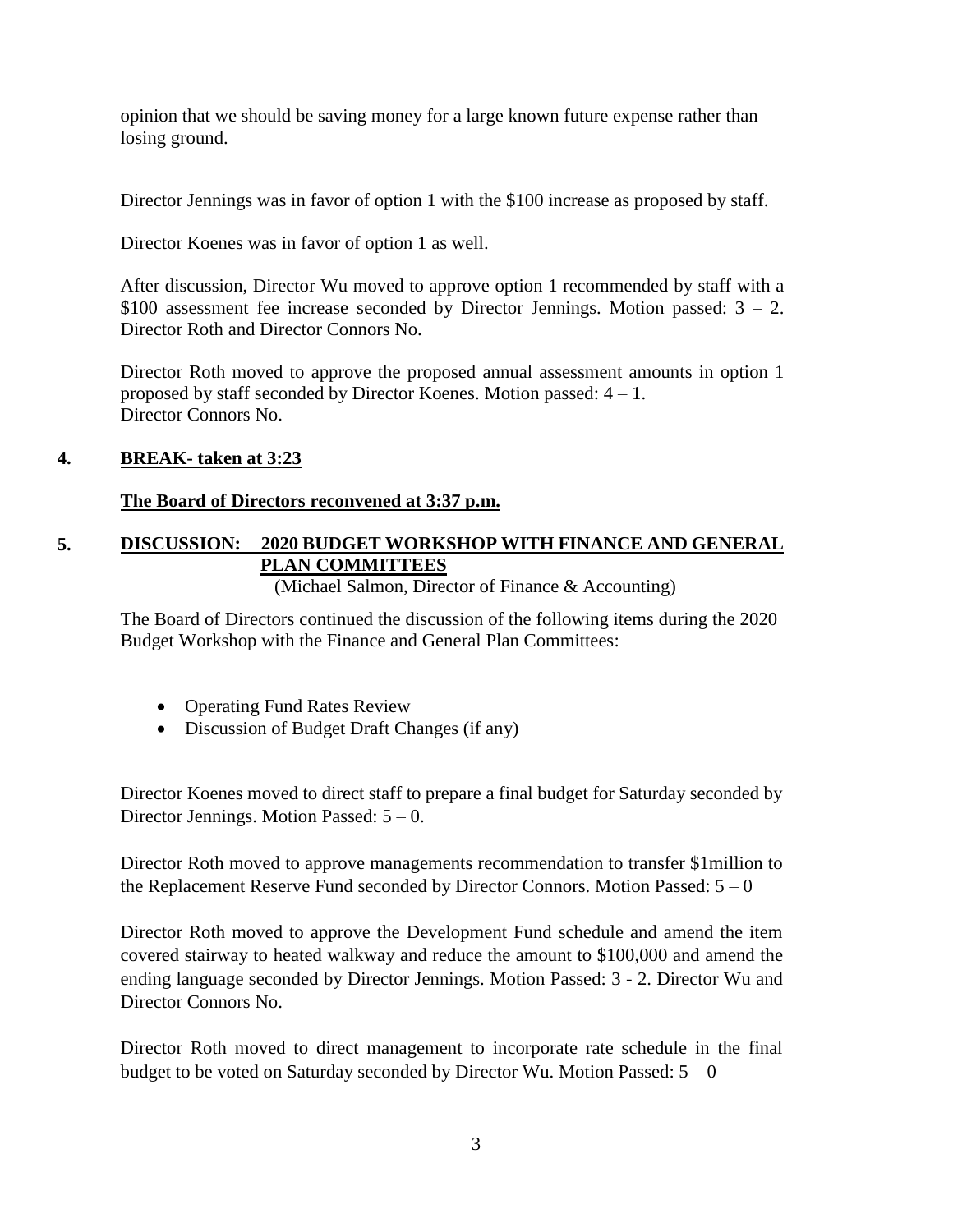opinion that we should be saving money for a large known future expense rather than losing ground.

Director Jennings was in favor of option 1 with the $100 increase as proposed by staff.

Director Koenes was in favor of option 1 as well.

After discussion, Director Wu moved to approve option 1 recommended by staff with a $100 assessment fee increase seconded by Director Jennings. Motion passed: 3 – 2. Director Roth and Director Connors No.

Director Roth moved to approve the proposed annual assessment amounts in option 1 proposed by staff seconded by Director Koenes. Motion passed: 4 – 1. Director Connors No.

## 4. BREAK- taken at 3:23

**The Board of Directors reconvened at 3:37 p.m.**

## 5. DISCUSSION: 2020 BUDGET WORKSHOP WITH FINANCE AND GENERAL PLAN COMMITTEES

(Michael Salmon, Director of Finance & Accounting)

The Board of Directors continued the discussion of the following items during the 2020 Budget Workshop with the Finance and General Plan Committees:

- Operating Fund Rates Review
- Discussion of Budget Draft Changes (if any)

Director Koenes moved to direct staff to prepare a final budget for Saturday seconded by Director Jennings. Motion Passed: 5 – 0.

Director Roth moved to approve managements recommendation to transfer $1million to the Replacement Reserve Fund seconded by Director Connors. Motion Passed: 5 – 0

Director Roth moved to approve the Development Fund schedule and amend the item covered stairway to heated walkway and reduce the amount to $100,000 and amend the ending language seconded by Director Jennings. Motion Passed: 3 - 2. Director Wu and Director Connors No.

Director Roth moved to direct management to incorporate rate schedule in the final budget to be voted on Saturday seconded by Director Wu. Motion Passed: 5 – 0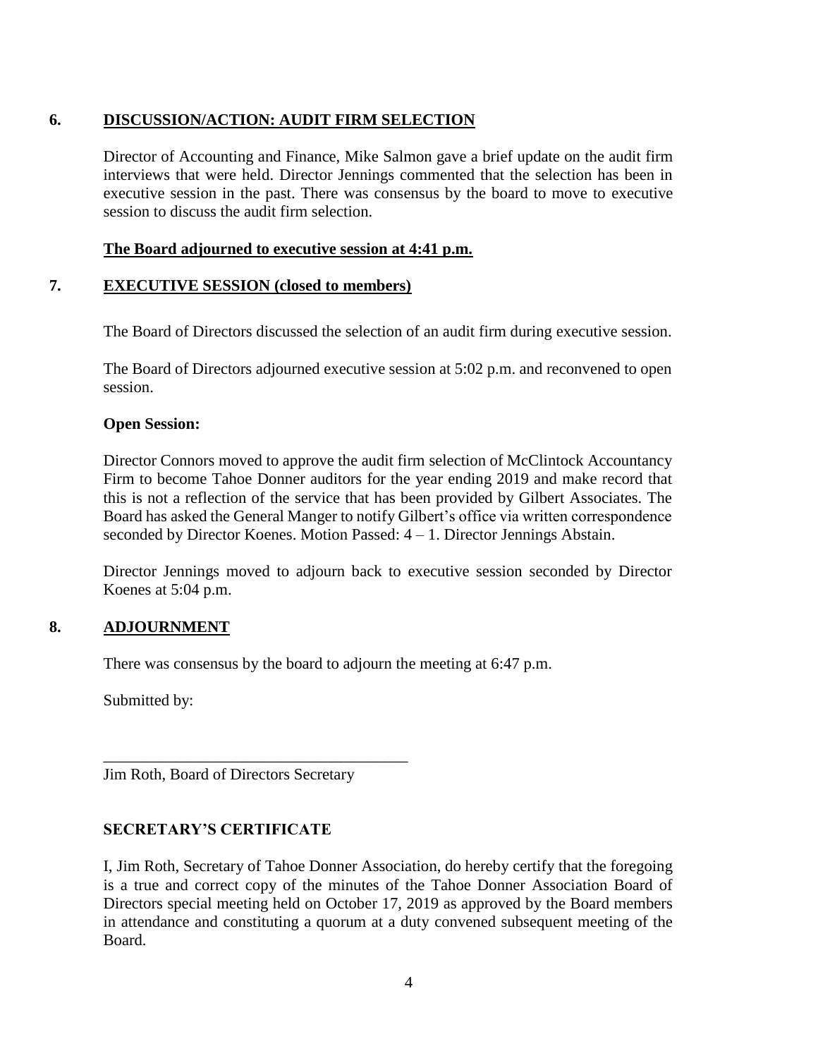## 6. DISCUSSION/ACTION: AUDIT FIRM SELECTION

Director of Accounting and Finance, Mike Salmon gave a brief update on the audit firm interviews that were held. Director Jennings commented that the selection has been in executive session in the past. There was consensus by the board to move to executive session to discuss the audit firm selection.

**The Board adjourned to executive session at 4:41 p.m.**

## 7. EXECUTIVE SESSION (closed to members)

The Board of Directors discussed the selection of an audit firm during executive session.

The Board of Directors adjourned executive session at 5:02 p.m. and reconvened to open session.

**Open Session:**

Director Connors moved to approve the audit firm selection of McClintock Accountancy Firm to become Tahoe Donner auditors for the year ending 2019 and make record that this is not a reflection of the service that has been provided by Gilbert Associates. The Board has asked the General Manger to notify Gilbert's office via written correspondence seconded by Director Koenes. Motion Passed: 4 – 1. Director Jennings Abstain.

Director Jennings moved to adjourn back to executive session seconded by Director Koenes at 5:04 p.m.

## 8. ADJOURNMENT

There was consensus by the board to adjourn the meeting at 6:47 p.m.

Submitted by:

\_\_\_\_\_\_\_\_\_\_\_\_\_\_\_\_\_\_\_\_\_\_\_\_\_\_\_\_\_\_\_\_\_\_\_\_\_\_\_

Jim Roth, Board of Directors Secretary

### SECRETARY'S CERTIFICATE

I, Jim Roth, Secretary of Tahoe Donner Association, do hereby certify that the foregoing is a true and correct copy of the minutes of the Tahoe Donner Association Board of Directors special meeting held on October 17, 2019 as approved by the Board members in attendance and constituting a quorum at a duty convened subsequent meeting of the Board.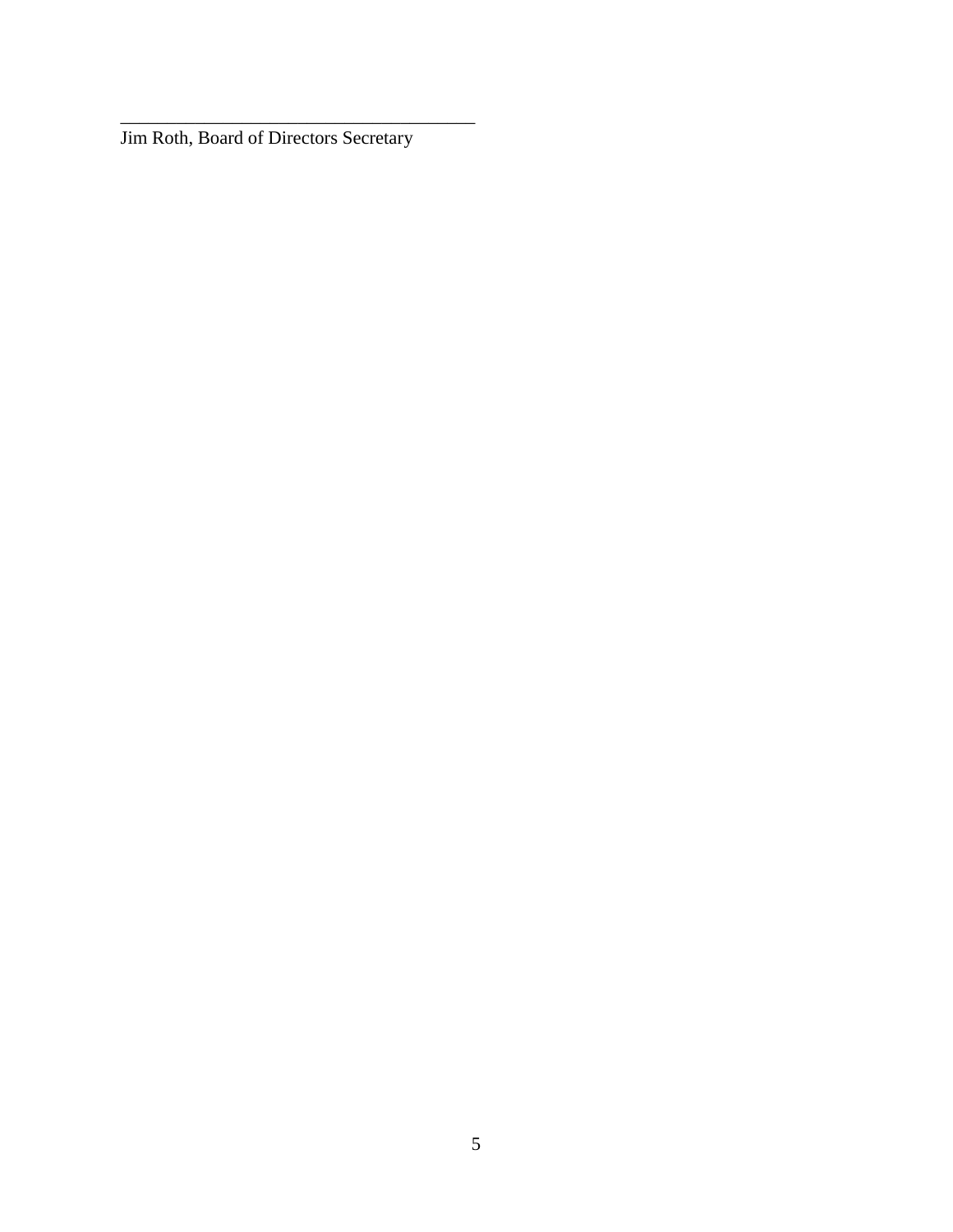_______________________________________
Jim Roth, Board of Directors Secretary